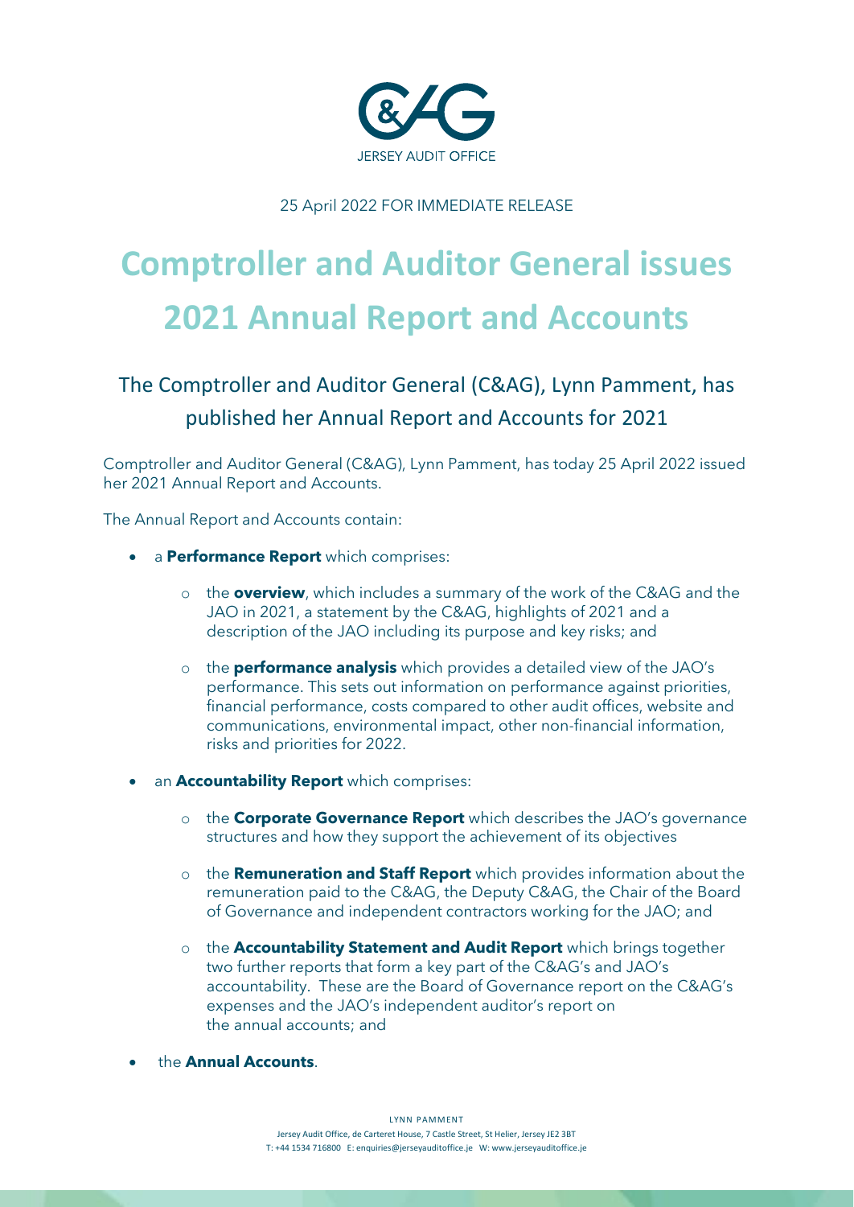C&AG

JERSEY AUDIT OFFICE

25 April 2022 FOR IMMEDIATE RELEASE

# Comptroller and Auditor General issues 2021 Annual Report and Accounts

## The Comptroller and Auditor General (C&AG), Lynn Pamment, has published her Annual Report and Accounts for 2021

Comptroller and Auditor General (C&AG), Lynn Pamment, has today 25 April 2022 issued her 2021 Annual Report and Accounts.

The Annual Report and Accounts contain:

- a **Performance Report** which comprises:
    - the **overview**, which includes a summary of the work of the C&AG and the JAO in 2021, a statement by the C&AG, highlights of 2021 and a description of the JAO including its purpose and key risks; and
    - the **performance analysis** which provides a detailed view of the JAO's performance. This sets out information on performance against priorities, financial performance, costs compared to other audit offices, website and communications, environmental impact, other non-financial information, risks and priorities for 2022.
- an **Accountability Report** which comprises:
    - the **Corporate Governance Report** which describes the JAO's governance structures and how they support the achievement of its objectives
    - the **Remuneration and Staff Report** which provides information about the remuneration paid to the C&AG, the Deputy C&AG, the Chair of the Board of Governance and independent contractors working for the JAO; and
    - the **Accountability Statement and Audit Report** which brings together two further reports that form a key part of the C&AG's and JAO's accountability. These are the Board of Governance report on the C&AG's expenses and the JAO's independent auditor's report on the annual accounts; and
- the **Annual Accounts**.

LYNN PAMMENT
Jersey Audit Office, de Carteret House, 7 Castle Street, St Helier, Jersey JE2 3BT
T: +44 1534 716800 E: enquiries@jerseyauditoffice.je W: www.jerseyauditoffice.je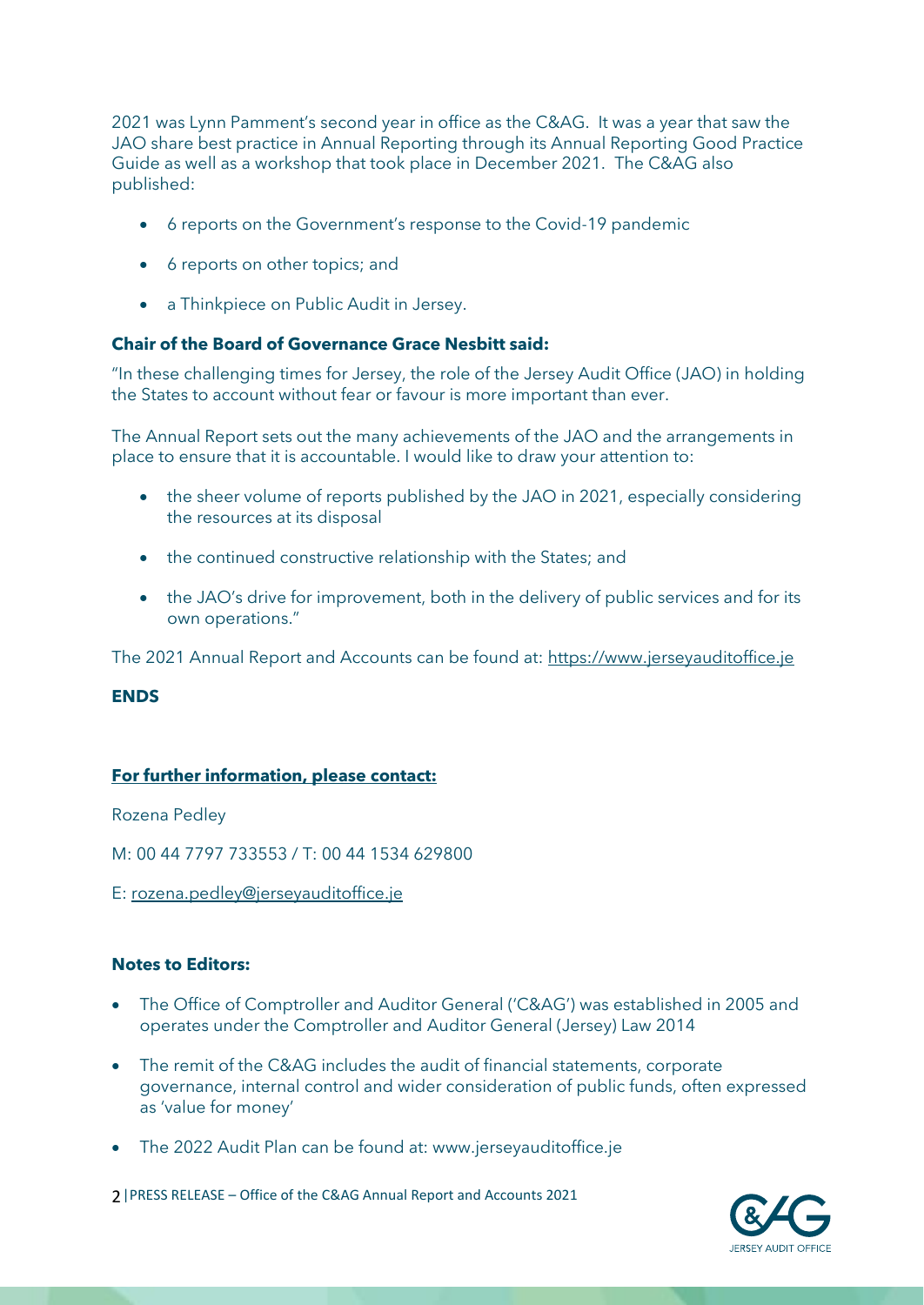2021 was Lynn Pamment's second year in office as the C&AG. It was a year that saw the JAO share best practice in Annual Reporting through its Annual Reporting Good Practice Guide as well as a workshop that took place in December 2021. The C&AG also published:

- 6 reports on the Government's response to the Covid-19 pandemic
- 6 reports on other topics; and
- a Thinkpiece on Public Audit in Jersey.

**Chair of the Board of Governance Grace Nesbitt said:**

"In these challenging times for Jersey, the role of the Jersey Audit Office (JAO) in holding the States to account without fear or favour is more important than ever.

The Annual Report sets out the many achievements of the JAO and the arrangements in place to ensure that it is accountable. I would like to draw your attention to:

- the sheer volume of reports published by the JAO in 2021, especially considering the resources at its disposal
- the continued constructive relationship with the States; and
- the JAO's drive for improvement, both in the delivery of public services and for its own operations."

The 2021 Annual Report and Accounts can be found at: https://www.jerseyauditoffice.je

**ENDS**

**For further information, please contact:**

Rozena Pedley

M: 00 44 7797 733553 / T: 00 44 1534 629800

E: rozena.pedley@jerseyauditoffice.je

**Notes to Editors:**

- The Office of Comptroller and Auditor General ('C&AG') was established in 2005 and operates under the Comptroller and Auditor General (Jersey) Law 2014
- The remit of the C&AG includes the audit of financial statements, corporate governance, internal control and wider consideration of public funds, often expressed as 'value for money'
- The 2022 Audit Plan can be found at: www.jerseyauditoffice.je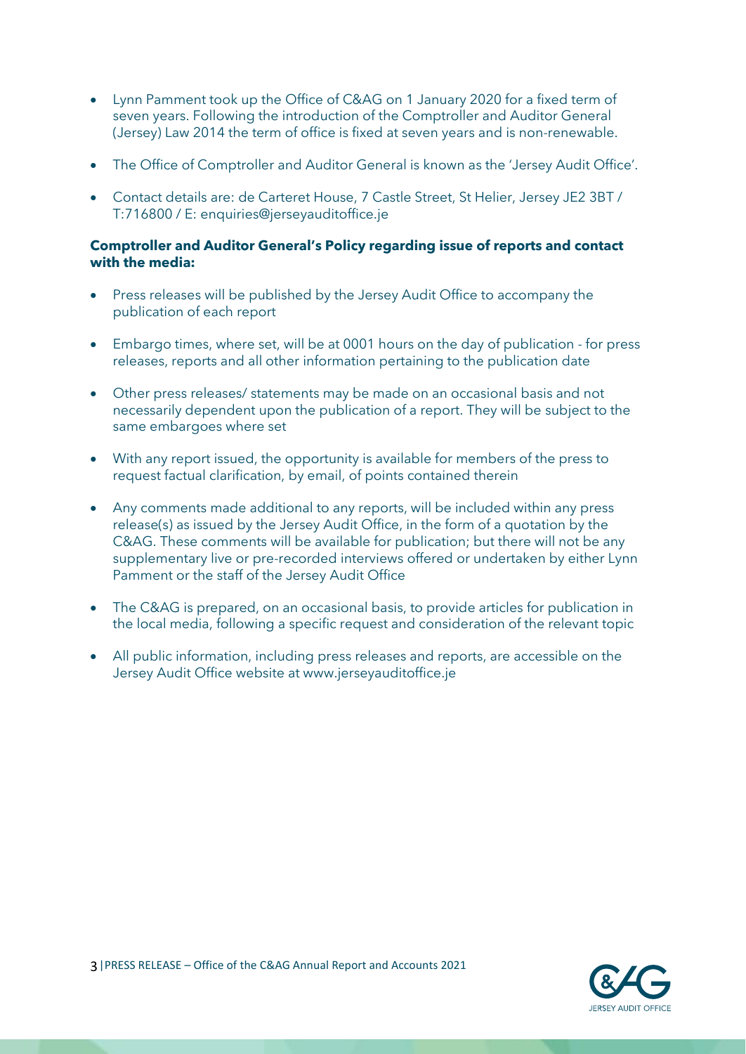- Lynn Pamment took up the Office of C&AG on 1 January 2020 for a fixed term of seven years. Following the introduction of the Comptroller and Auditor General (Jersey) Law 2014 the term of office is fixed at seven years and is non-renewable.
- The Office of Comptroller and Auditor General is known as the 'Jersey Audit Office'.
- Contact details are: de Carteret House, 7 Castle Street, St Helier, Jersey JE2 3BT / T:716800 / E: enquiries@jerseyauditoffice.je

**Comptroller and Auditor General's Policy regarding issue of reports and contact with the media:**

- Press releases will be published by the Jersey Audit Office to accompany the publication of each report
- Embargo times, where set, will be at 0001 hours on the day of publication - for press releases, reports and all other information pertaining to the publication date
- Other press releases/ statements may be made on an occasional basis and not necessarily dependent upon the publication of a report. They will be subject to the same embargoes where set
- With any report issued, the opportunity is available for members of the press to request factual clarification, by email, of points contained therein
- Any comments made additional to any reports, will be included within any press release(s) as issued by the Jersey Audit Office, in the form of a quotation by the C&AG. These comments will be available for publication; but there will not be any supplementary live or pre-recorded interviews offered or undertaken by either Lynn Pamment or the staff of the Jersey Audit Office
- The C&AG is prepared, on an occasional basis, to provide articles for publication in the local media, following a specific request and consideration of the relevant topic
- All public information, including press releases and reports, are accessible on the Jersey Audit Office website at www.jerseyauditoffice.je